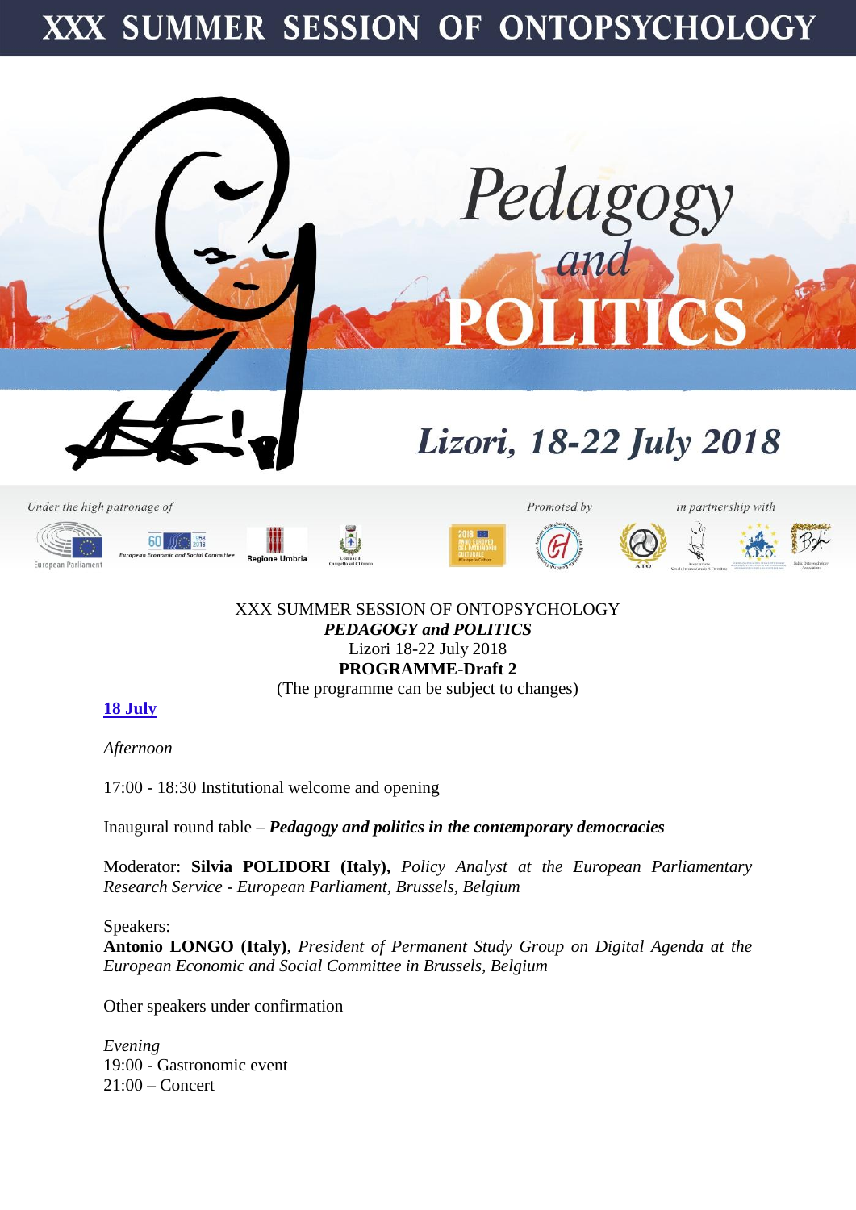# XXX SUMMER SESSION OF ONTOPSYCHOLOGY

Pedagogy and POLITICS

Lizori, 18-22 July 2018

Under the high patronage of — European Parliament, European Economic and Social Committee, Regione Umbria, Comune di Campello sul Clitunno

Promoted by — in partnership with

XXX SUMMER SESSION OF ONTOPSYCHOLOGY
***PEDAGOGY and POLITICS***
Lizori 18-22 July 2018
**PROGRAMME-Draft 2**
(The programme can be subject to changes)

## 18 July

*Afternoon*

17:00 - 18:30 Institutional welcome and opening

Inaugural round table – ***Pedagogy and politics in the contemporary democracies***

Moderator: **Silvia POLIDORI (Italy),** *Policy Analyst at the European Parliamentary Research Service - European Parliament, Brussels, Belgium*

Speakers:
**Antonio LONGO (Italy)**, *President of Permanent Study Group on Digital Agenda at the European Economic and Social Committee in Brussels, Belgium*

Other speakers under confirmation

*Evening*
19:00 - Gastronomic event
21:00 – Concert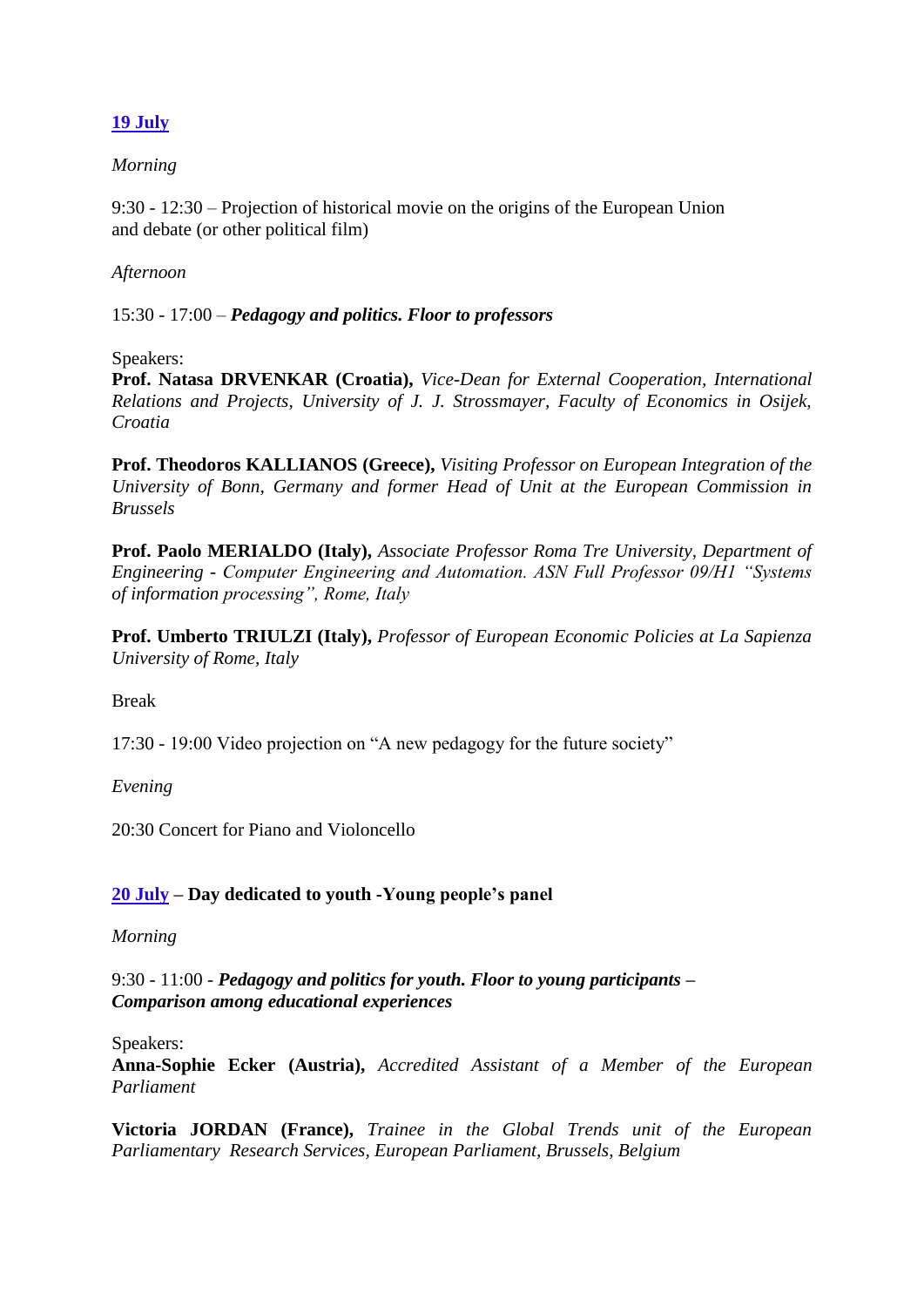## 19 July

*Morning*

9:30 - 12:30 – Projection of historical movie on the origins of the European Union and debate (or other political film)

*Afternoon*

15:30 - 17:00 – ***Pedagogy and politics. Floor to professors***

Speakers:
**Prof. Natasa DRVENKAR (Croatia),** *Vice-Dean for External Cooperation, International Relations and Projects, University of J. J. Strossmayer, Faculty of Economics in Osijek, Croatia*

**Prof. Theodoros KALLIANOS (Greece),** *Visiting Professor on European Integration of the University of Bonn, Germany and former Head of Unit at the European Commission in Brussels*

**Prof. Paolo MERIALDO (Italy),** *Associate Professor Roma Tre University, Department of Engineering - Computer Engineering and Automation. ASN Full Professor 09/H1 "Systems of information processing", Rome, Italy*

**Prof. Umberto TRIULZI (Italy),** *Professor of European Economic Policies at La Sapienza University of Rome, Italy*

Break

17:30 - 19:00 Video projection on "A new pedagogy for the future society"

*Evening*

20:30 Concert for Piano and Violoncello

## 20 July – Day dedicated to youth -Young people's panel

*Morning*

9:30 - 11:00 - ***Pedagogy and politics for youth. Floor to young participants – Comparison among educational experiences***

Speakers:
**Anna-Sophie Ecker (Austria),** *Accredited Assistant of a Member of the European Parliament*

**Victoria JORDAN (France),** *Trainee in the Global Trends unit of the European Parliamentary Research Services, European Parliament, Brussels, Belgium*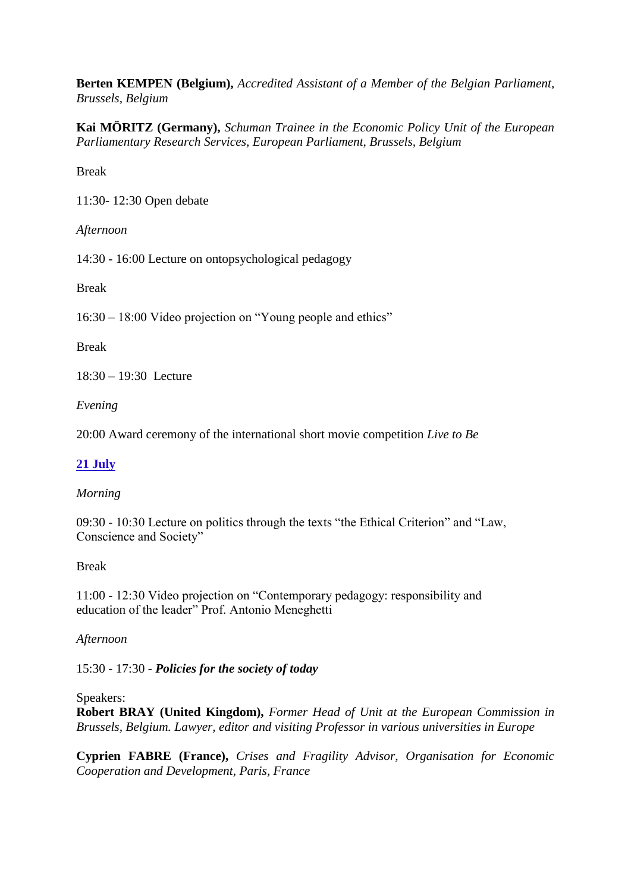**Berten KEMPEN (Belgium),** *Accredited Assistant of a Member of the Belgian Parliament, Brussels, Belgium*

**Kai MÖRITZ (Germany),** *Schuman Trainee in the Economic Policy Unit of the European Parliamentary Research Services, European Parliament, Brussels, Belgium*

Break

11:30- 12:30 Open debate

*Afternoon*

14:30 - 16:00 Lecture on ontopsychological pedagogy

Break

16:30 – 18:00 Video projection on "Young people and ethics"

Break

18:30 – 19:30 Lecture

*Evening*

20:00 Award ceremony of the international short movie competition *Live to Be*

**21 July**

*Morning*

09:30 - 10:30 Lecture on politics through the texts "the Ethical Criterion" and "Law, Conscience and Society"

Break

11:00 - 12:30 Video projection on "Contemporary pedagogy: responsibility and education of the leader" Prof. Antonio Meneghetti

*Afternoon*

15:30 - 17:30 - ***Policies for the society of today***

Speakers:
**Robert BRAY (United Kingdom),** *Former Head of Unit at the European Commission in Brussels, Belgium. Lawyer, editor and visiting Professor in various universities in Europe*

**Cyprien FABRE (France),** *Crises and Fragility Advisor, Organisation for Economic Cooperation and Development, Paris, France*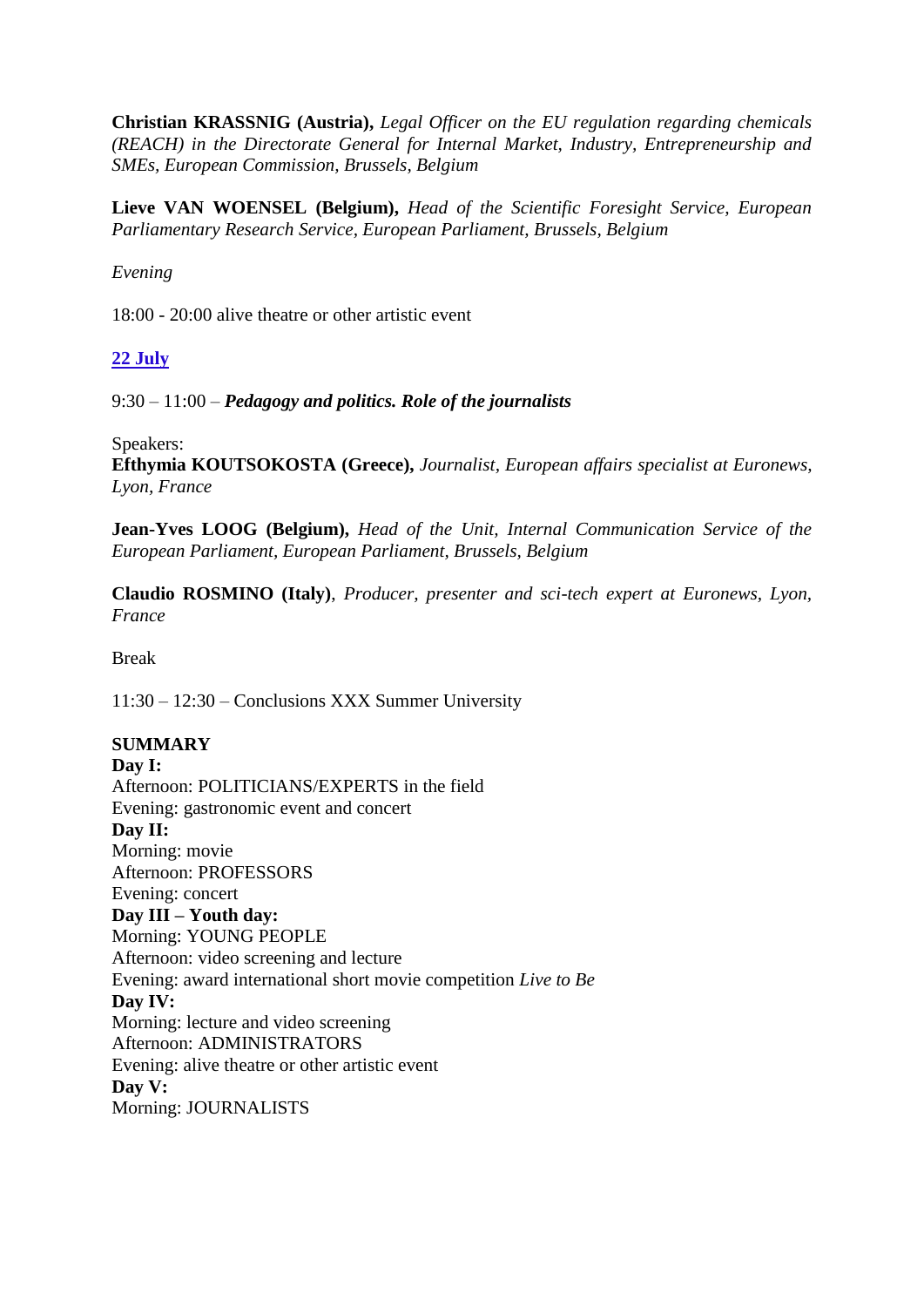**Christian KRASSNIG (Austria),** *Legal Officer on the EU regulation regarding chemicals (REACH) in the Directorate General for Internal Market, Industry, Entrepreneurship and SMEs, European Commission, Brussels, Belgium*

**Lieve VAN WOENSEL (Belgium),** *Head of the Scientific Foresight Service, European Parliamentary Research Service, European Parliament, Brussels, Belgium*

*Evening*

18:00 - 20:00 alive theatre or other artistic event

**22 July**

9:30 – 11:00 – ***Pedagogy and politics. Role of the journalists***

Speakers:
**Efthymia KOUTSOKOSTA (Greece),** *Journalist, European affairs specialist at Euronews, Lyon, France*

**Jean-Yves LOOG (Belgium),** *Head of the Unit, Internal Communication Service of the European Parliament, European Parliament, Brussels, Belgium*

**Claudio ROSMINO (Italy)**, *Producer, presenter and sci-tech expert at Euronews, Lyon, France*

Break

11:30 – 12:30 – Conclusions XXX Summer University

**SUMMARY**
**Day I:**
Afternoon: POLITICIANS/EXPERTS in the field
Evening: gastronomic event and concert
**Day II:**
Morning: movie
Afternoon: PROFESSORS
Evening: concert
**Day III – Youth day:**
Morning: YOUNG PEOPLE
Afternoon: video screening and lecture
Evening: award international short movie competition *Live to Be*
**Day IV:**
Morning: lecture and video screening
Afternoon: ADMINISTRATORS
Evening: alive theatre or other artistic event
**Day V:**
Morning: JOURNALISTS